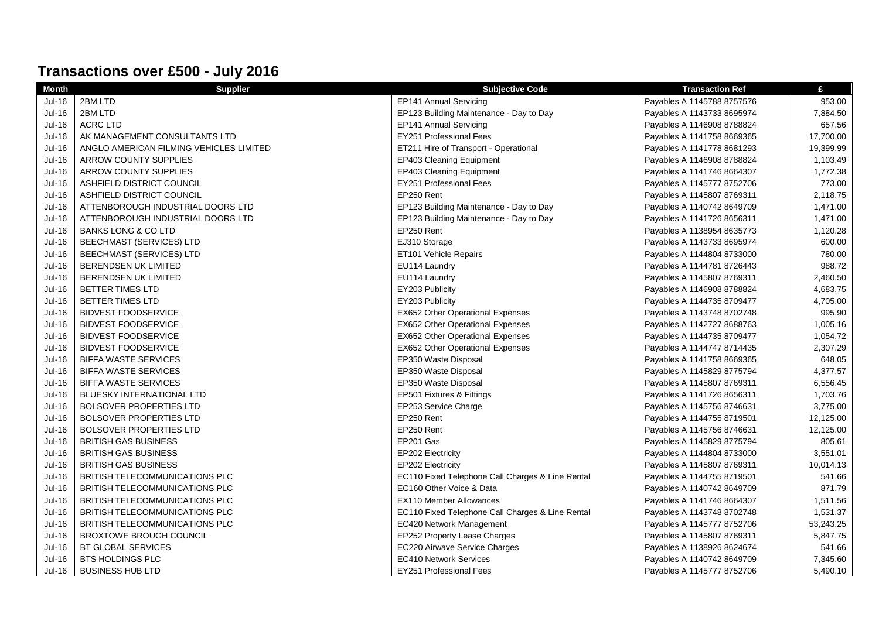# Transactions over £500 - July 2016

| Month | Supplier | Subjective Code | Transaction Ref | £ |
|---|---|---|---|---|
| Jul-16 | 2BM LTD | EP141 Annual Servicing | Payables A 1145788 8757576 | 953.00 |
| Jul-16 | 2BM LTD | EP123 Building Maintenance - Day to Day | Payables A 1143733 8695974 | 7,884.50 |
| Jul-16 | ACRC LTD | EP141 Annual Servicing | Payables A 1146908 8788824 | 657.56 |
| Jul-16 | AK MANAGEMENT CONSULTANTS LTD | EY251 Professional Fees | Payables A 1141758 8669365 | 17,700.00 |
| Jul-16 | ANGLO AMERICAN FILMING VEHICLES LIMITED | ET211 Hire of Transport - Operational | Payables A 1141778 8681293 | 19,399.99 |
| Jul-16 | ARROW COUNTY SUPPLIES | EP403 Cleaning Equipment | Payables A 1146908 8788824 | 1,103.49 |
| Jul-16 | ARROW COUNTY SUPPLIES | EP403 Cleaning Equipment | Payables A 1141746 8664307 | 1,772.38 |
| Jul-16 | ASHFIELD DISTRICT COUNCIL | EY251 Professional Fees | Payables A 1145777 8752706 | 773.00 |
| Jul-16 | ASHFIELD DISTRICT COUNCIL | EP250 Rent | Payables A 1145807 8769311 | 2,118.75 |
| Jul-16 | ATTENBOROUGH INDUSTRIAL DOORS LTD | EP123 Building Maintenance - Day to Day | Payables A 1140742 8649709 | 1,471.00 |
| Jul-16 | ATTENBOROUGH INDUSTRIAL DOORS LTD | EP123 Building Maintenance - Day to Day | Payables A 1141726 8656311 | 1,471.00 |
| Jul-16 | BANKS LONG & CO LTD | EP250 Rent | Payables A 1138954 8635773 | 1,120.28 |
| Jul-16 | BEECHMAST (SERVICES) LTD | EJ310 Storage | Payables A 1143733 8695974 | 600.00 |
| Jul-16 | BEECHMAST (SERVICES) LTD | ET101 Vehicle Repairs | Payables A 1144804 8733000 | 780.00 |
| Jul-16 | BERENDSEN UK LIMITED | EU114 Laundry | Payables A 1144781 8726443 | 988.72 |
| Jul-16 | BERENDSEN UK LIMITED | EU114 Laundry | Payables A 1145807 8769311 | 2,460.50 |
| Jul-16 | BETTER TIMES LTD | EY203 Publicity | Payables A 1146908 8788824 | 4,683.75 |
| Jul-16 | BETTER TIMES LTD | EY203 Publicity | Payables A 1144735 8709477 | 4,705.00 |
| Jul-16 | BIDVEST FOODSERVICE | EX652 Other Operational Expenses | Payables A 1143748 8702748 | 995.90 |
| Jul-16 | BIDVEST FOODSERVICE | EX652 Other Operational Expenses | Payables A 1142727 8688763 | 1,005.16 |
| Jul-16 | BIDVEST FOODSERVICE | EX652 Other Operational Expenses | Payables A 1144735 8709477 | 1,054.72 |
| Jul-16 | BIDVEST FOODSERVICE | EX652 Other Operational Expenses | Payables A 1144747 8714435 | 2,307.29 |
| Jul-16 | BIFFA WASTE SERVICES | EP350 Waste Disposal | Payables A 1141758 8669365 | 648.05 |
| Jul-16 | BIFFA WASTE SERVICES | EP350 Waste Disposal | Payables A 1145829 8775794 | 4,377.57 |
| Jul-16 | BIFFA WASTE SERVICES | EP350 Waste Disposal | Payables A 1145807 8769311 | 6,556.45 |
| Jul-16 | BLUESKY INTERNATIONAL LTD | EP501 Fixtures & Fittings | Payables A 1141726 8656311 | 1,703.76 |
| Jul-16 | BOLSOVER PROPERTIES LTD | EP253 Service Charge | Payables A 1145756 8746631 | 3,775.00 |
| Jul-16 | BOLSOVER PROPERTIES LTD | EP250 Rent | Payables A 1144755 8719501 | 12,125.00 |
| Jul-16 | BOLSOVER PROPERTIES LTD | EP250 Rent | Payables A 1145756 8746631 | 12,125.00 |
| Jul-16 | BRITISH GAS BUSINESS | EP201 Gas | Payables A 1145829 8775794 | 805.61 |
| Jul-16 | BRITISH GAS BUSINESS | EP202 Electricity | Payables A 1144804 8733000 | 3,551.01 |
| Jul-16 | BRITISH GAS BUSINESS | EP202 Electricity | Payables A 1145807 8769311 | 10,014.13 |
| Jul-16 | BRITISH TELECOMMUNICATIONS PLC | EC110 Fixed Telephone Call Charges & Line Rental | Payables A 1144755 8719501 | 541.66 |
| Jul-16 | BRITISH TELECOMMUNICATIONS PLC | EC160 Other Voice & Data | Payables A 1140742 8649709 | 871.79 |
| Jul-16 | BRITISH TELECOMMUNICATIONS PLC | EX110 Member Allowances | Payables A 1141746 8664307 | 1,511.56 |
| Jul-16 | BRITISH TELECOMMUNICATIONS PLC | EC110 Fixed Telephone Call Charges & Line Rental | Payables A 1143748 8702748 | 1,531.37 |
| Jul-16 | BRITISH TELECOMMUNICATIONS PLC | EC420 Network Management | Payables A 1145777 8752706 | 53,243.25 |
| Jul-16 | BROXTOWE BROUGH COUNCIL | EP252 Property Lease Charges | Payables A 1145807 8769311 | 5,847.75 |
| Jul-16 | BT GLOBAL SERVICES | EC220 Airwave Service Charges | Payables A 1138926 8624674 | 541.66 |
| Jul-16 | BTS HOLDINGS PLC | EC410 Network Services | Payables A 1140742 8649709 | 7,345.60 |
| Jul-16 | BUSINESS HUB LTD | EY251 Professional Fees | Payables A 1145777 8752706 | 5,490.10 |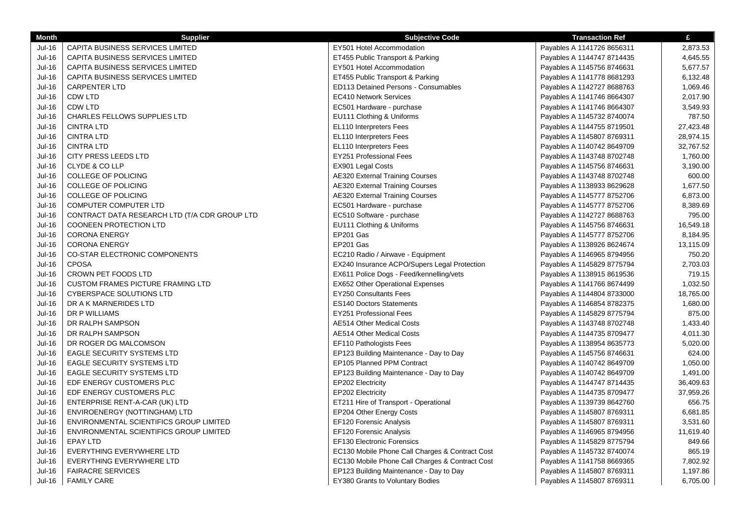| Month | Supplier | Subjective Code | Transaction Ref | £ |
|---|---|---|---|---|
| Jul-16 | CAPITA BUSINESS SERVICES LIMITED | EY501 Hotel Accommodation | Payables A 1141726 8656311 | 2,873.53 |
| Jul-16 | CAPITA BUSINESS SERVICES LIMITED | ET455 Public Transport & Parking | Payables A 1144747 8714435 | 4,645.55 |
| Jul-16 | CAPITA BUSINESS SERVICES LIMITED | EY501 Hotel Accommodation | Payables A 1145756 8746631 | 5,677.57 |
| Jul-16 | CAPITA BUSINESS SERVICES LIMITED | ET455 Public Transport & Parking | Payables A 1141778 8681293 | 6,132.48 |
| Jul-16 | CARPENTER LTD | ED113 Detained Persons - Consumables | Payables A 1142727 8688763 | 1,069.46 |
| Jul-16 | CDW LTD | EC410 Network Services | Payables A 1141746 8664307 | 2,017.90 |
| Jul-16 | CDW LTD | EC501 Hardware - purchase | Payables A 1141746 8664307 | 3,549.93 |
| Jul-16 | CHARLES FELLOWS SUPPLIES LTD | EU111 Clothing & Uniforms | Payables A 1145732 8740074 | 787.50 |
| Jul-16 | CINTRA LTD | EL110 Interpreters Fees | Payables A 1144755 8719501 | 27,423.48 |
| Jul-16 | CINTRA LTD | EL110 Interpreters Fees | Payables A 1145807 8769311 | 28,974.15 |
| Jul-16 | CINTRA LTD | EL110 Interpreters Fees | Payables A 1140742 8649709 | 32,767.52 |
| Jul-16 | CITY PRESS LEEDS LTD | EY251 Professional Fees | Payables A 1143748 8702748 | 1,760.00 |
| Jul-16 | CLYDE & CO LLP | EX901 Legal Costs | Payables A 1145756 8746631 | 3,190.00 |
| Jul-16 | COLLEGE OF POLICING | AE320 External Training Courses | Payables A 1143748 8702748 | 600.00 |
| Jul-16 | COLLEGE OF POLICING | AE320 External Training Courses | Payables A 1138933 8629628 | 1,677.50 |
| Jul-16 | COLLEGE OF POLICING | AE320 External Training Courses | Payables A 1145777 8752706 | 6,873.00 |
| Jul-16 | COMPUTER COMPUTER LTD | EC501 Hardware - purchase | Payables A 1145777 8752706 | 8,389.69 |
| Jul-16 | CONTRACT DATA RESEARCH LTD (T/A CDR GROUP LTD | EC510 Software - purchase | Payables A 1142727 8688763 | 795.00 |
| Jul-16 | COONEEN PROTECTION LTD | EU111 Clothing & Uniforms | Payables A 1145756 8746631 | 16,549.18 |
| Jul-16 | CORONA ENERGY | EP201 Gas | Payables A 1145777 8752706 | 8,184.95 |
| Jul-16 | CORONA ENERGY | EP201 Gas | Payables A 1138926 8624674 | 13,115.09 |
| Jul-16 | CO-STAR ELECTRONIC COMPONENTS | EC210 Radio / Airwave - Equipment | Payables A 1146965 8794956 | 750.20 |
| Jul-16 | CPOSA | EX240 Insurance ACPO/Supers Legal Protection | Payables A 1145829 8775794 | 2,703.03 |
| Jul-16 | CROWN PET FOODS LTD | EX611 Police Dogs - Feed/kennelling/vets | Payables A 1138915 8619536 | 719.15 |
| Jul-16 | CUSTOM FRAMES PICTURE FRAMING LTD | EX652 Other Operational Expenses | Payables A 1141766 8674499 | 1,032.50 |
| Jul-16 | CYBERSPACE SOLUTIONS LTD | EY250 Consultants Fees | Payables A 1144804 8733000 | 18,765.00 |
| Jul-16 | DR A K MARNERIDES LTD | ES140 Doctors Statements | Payables A 1146854 8782375 | 1,680.00 |
| Jul-16 | DR P WILLIAMS | EY251 Professional Fees | Payables A 1145829 8775794 | 875.00 |
| Jul-16 | DR RALPH SAMPSON | AE514 Other Medical Costs | Payables A 1143748 8702748 | 1,433.40 |
| Jul-16 | DR RALPH SAMPSON | AE514 Other Medical Costs | Payables A 1144735 8709477 | 4,011.30 |
| Jul-16 | DR ROGER DG MALCOMSON | EF110 Pathologists Fees | Payables A 1138954 8635773 | 5,020.00 |
| Jul-16 | EAGLE SECURITY SYSTEMS LTD | EP123 Building Maintenance - Day to Day | Payables A 1145756 8746631 | 624.00 |
| Jul-16 | EAGLE SECURITY SYSTEMS LTD | EP105 Planned PPM Contract | Payables A 1140742 8649709 | 1,050.00 |
| Jul-16 | EAGLE SECURITY SYSTEMS LTD | EP123 Building Maintenance - Day to Day | Payables A 1140742 8649709 | 1,491.00 |
| Jul-16 | EDF ENERGY CUSTOMERS PLC | EP202 Electricity | Payables A 1144747 8714435 | 36,409.63 |
| Jul-16 | EDF ENERGY CUSTOMERS PLC | EP202 Electricity | Payables A 1144735 8709477 | 37,959.26 |
| Jul-16 | ENTERPRISE RENT-A-CAR (UK) LTD | ET211 Hire of Transport - Operational | Payables A 1139739 8642760 | 656.75 |
| Jul-16 | ENVIROENERGY (NOTTINGHAM) LTD | EP204 Other Energy Costs | Payables A 1145807 8769311 | 6,681.85 |
| Jul-16 | ENVIRONMENTAL SCIENTIFICS GROUP LIMITED | EF120 Forensic Analysis | Payables A 1145807 8769311 | 3,531.60 |
| Jul-16 | ENVIRONMENTAL SCIENTIFICS GROUP LIMITED | EF120 Forensic Analysis | Payables A 1146965 8794956 | 11,619.40 |
| Jul-16 | EPAY LTD | EF130 Electronic Forensics | Payables A 1145829 8775794 | 849.66 |
| Jul-16 | EVERYTHING EVERYWHERE LTD | EC130 Mobile Phone Call Charges & Contract Cost | Payables A 1145732 8740074 | 865.19 |
| Jul-16 | EVERYTHING EVERYWHERE LTD | EC130 Mobile Phone Call Charges & Contract Cost | Payables A 1141758 8669365 | 7,802.92 |
| Jul-16 | FAIRACRE SERVICES | EP123 Building Maintenance - Day to Day | Payables A 1145807 8769311 | 1,197.86 |
| Jul-16 | FAMILY CARE | EY380 Grants to Voluntary Bodies | Payables A 1145807 8769311 | 6,705.00 |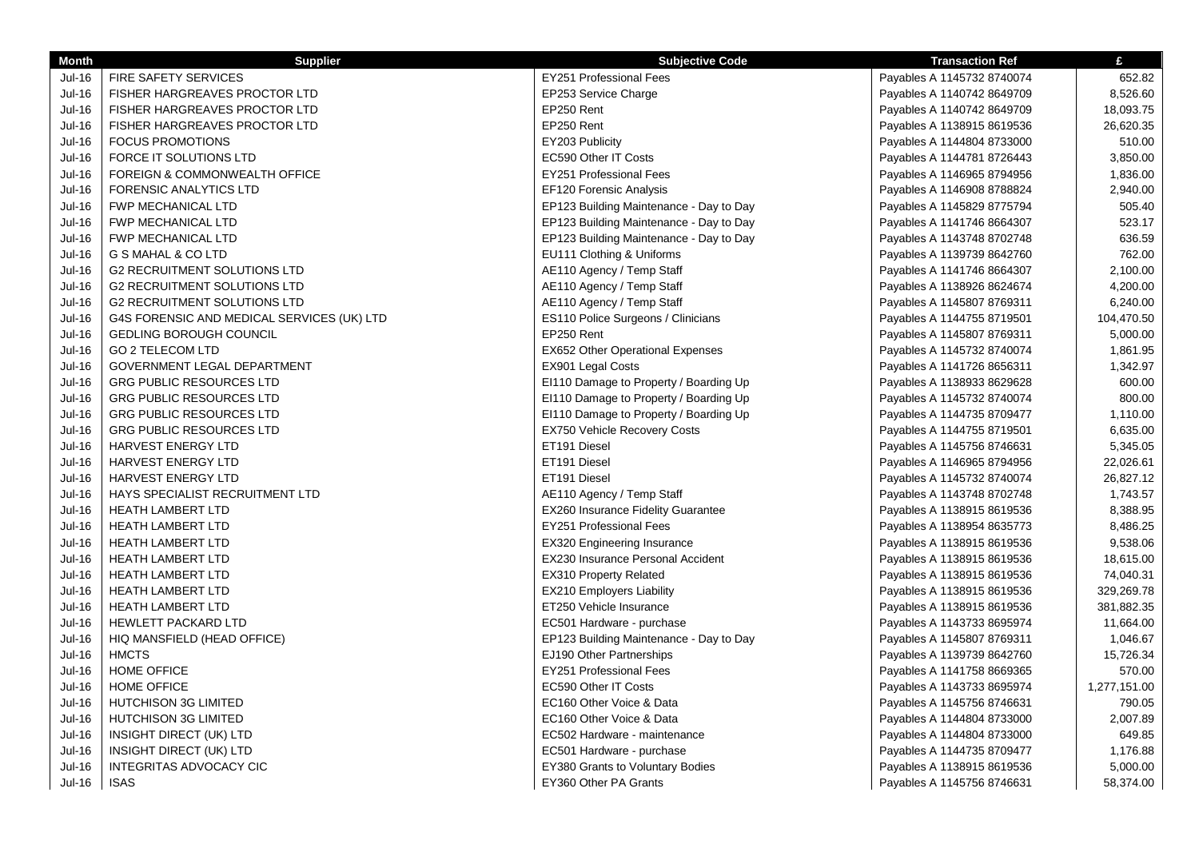| Month | Supplier | Subjective Code | Transaction Ref | £ |
|---|---|---|---|---|
| Jul-16 | FIRE SAFETY SERVICES | EY251 Professional Fees | Payables A 1145732 8740074 | 652.82 |
| Jul-16 | FISHER HARGREAVES PROCTOR LTD | EP253 Service Charge | Payables A 1140742 8649709 | 8,526.60 |
| Jul-16 | FISHER HARGREAVES PROCTOR LTD | EP250 Rent | Payables A 1140742 8649709 | 18,093.75 |
| Jul-16 | FISHER HARGREAVES PROCTOR LTD | EP250 Rent | Payables A 1138915 8619536 | 26,620.35 |
| Jul-16 | FOCUS PROMOTIONS | EY203 Publicity | Payables A 1144804 8733000 | 510.00 |
| Jul-16 | FORCE IT SOLUTIONS LTD | EC590 Other IT Costs | Payables A 1144781 8726443 | 3,850.00 |
| Jul-16 | FOREIGN & COMMONWEALTH OFFICE | EY251 Professional Fees | Payables A 1146965 8794956 | 1,836.00 |
| Jul-16 | FORENSIC ANALYTICS LTD | EF120 Forensic Analysis | Payables A 1146908 8788824 | 2,940.00 |
| Jul-16 | FWP MECHANICAL LTD | EP123 Building Maintenance - Day to Day | Payables A 1145829 8775794 | 505.40 |
| Jul-16 | FWP MECHANICAL LTD | EP123 Building Maintenance - Day to Day | Payables A 1141746 8664307 | 523.17 |
| Jul-16 | FWP MECHANICAL LTD | EP123 Building Maintenance - Day to Day | Payables A 1143748 8702748 | 636.59 |
| Jul-16 | G S MAHAL & CO LTD | EU111 Clothing & Uniforms | Payables A 1139739 8642760 | 762.00 |
| Jul-16 | G2 RECRUITMENT SOLUTIONS LTD | AE110 Agency / Temp Staff | Payables A 1141746 8664307 | 2,100.00 |
| Jul-16 | G2 RECRUITMENT SOLUTIONS LTD | AE110 Agency / Temp Staff | Payables A 1138926 8624674 | 4,200.00 |
| Jul-16 | G2 RECRUITMENT SOLUTIONS LTD | AE110 Agency / Temp Staff | Payables A 1145807 8769311 | 6,240.00 |
| Jul-16 | G4S FORENSIC AND MEDICAL SERVICES (UK) LTD | ES110 Police Surgeons / Clinicians | Payables A 1144755 8719501 | 104,470.50 |
| Jul-16 | GEDLING BOROUGH COUNCIL | EP250 Rent | Payables A 1145807 8769311 | 5,000.00 |
| Jul-16 | GO 2 TELECOM LTD | EX652 Other Operational Expenses | Payables A 1145732 8740074 | 1,861.95 |
| Jul-16 | GOVERNMENT LEGAL DEPARTMENT | EX901 Legal Costs | Payables A 1141726 8656311 | 1,342.97 |
| Jul-16 | GRG PUBLIC RESOURCES LTD | EI110 Damage to Property / Boarding Up | Payables A 1138933 8629628 | 600.00 |
| Jul-16 | GRG PUBLIC RESOURCES LTD | EI110 Damage to Property / Boarding Up | Payables A 1145732 8740074 | 800.00 |
| Jul-16 | GRG PUBLIC RESOURCES LTD | EI110 Damage to Property / Boarding Up | Payables A 1144735 8709477 | 1,110.00 |
| Jul-16 | GRG PUBLIC RESOURCES LTD | EX750 Vehicle Recovery Costs | Payables A 1144755 8719501 | 6,635.00 |
| Jul-16 | HARVEST ENERGY LTD | ET191 Diesel | Payables A 1145756 8746631 | 5,345.05 |
| Jul-16 | HARVEST ENERGY LTD | ET191 Diesel | Payables A 1146965 8794956 | 22,026.61 |
| Jul-16 | HARVEST ENERGY LTD | ET191 Diesel | Payables A 1145732 8740074 | 26,827.12 |
| Jul-16 | HAYS SPECIALIST RECRUITMENT LTD | AE110 Agency / Temp Staff | Payables A 1143748 8702748 | 1,743.57 |
| Jul-16 | HEATH LAMBERT LTD | EX260 Insurance Fidelity Guarantee | Payables A 1138915 8619536 | 8,388.95 |
| Jul-16 | HEATH LAMBERT LTD | EY251 Professional Fees | Payables A 1138954 8635773 | 8,486.25 |
| Jul-16 | HEATH LAMBERT LTD | EX320 Engineering Insurance | Payables A 1138915 8619536 | 9,538.06 |
| Jul-16 | HEATH LAMBERT LTD | EX230 Insurance Personal Accident | Payables A 1138915 8619536 | 18,615.00 |
| Jul-16 | HEATH LAMBERT LTD | EX310 Property Related | Payables A 1138915 8619536 | 74,040.31 |
| Jul-16 | HEATH LAMBERT LTD | EX210 Employers Liability | Payables A 1138915 8619536 | 329,269.78 |
| Jul-16 | HEATH LAMBERT LTD | ET250 Vehicle Insurance | Payables A 1138915 8619536 | 381,882.35 |
| Jul-16 | HEWLETT PACKARD LTD | EC501 Hardware - purchase | Payables A 1143733 8695974 | 11,664.00 |
| Jul-16 | HIQ MANSFIELD (HEAD OFFICE) | EP123 Building Maintenance - Day to Day | Payables A 1145807 8769311 | 1,046.67 |
| Jul-16 | HMCTS | EJ190 Other Partnerships | Payables A 1139739 8642760 | 15,726.34 |
| Jul-16 | HOME OFFICE | EY251 Professional Fees | Payables A 1141758 8669365 | 570.00 |
| Jul-16 | HOME OFFICE | EC590 Other IT Costs | Payables A 1143733 8695974 | 1,277,151.00 |
| Jul-16 | HUTCHISON 3G LIMITED | EC160 Other Voice & Data | Payables A 1145756 8746631 | 790.05 |
| Jul-16 | HUTCHISON 3G LIMITED | EC160 Other Voice & Data | Payables A 1144804 8733000 | 2,007.89 |
| Jul-16 | INSIGHT DIRECT (UK) LTD | EC502 Hardware - maintenance | Payables A 1144804 8733000 | 649.85 |
| Jul-16 | INSIGHT DIRECT (UK) LTD | EC501 Hardware - purchase | Payables A 1144735 8709477 | 1,176.88 |
| Jul-16 | INTEGRITAS ADVOCACY CIC | EY380 Grants to Voluntary Bodies | Payables A 1138915 8619536 | 5,000.00 |
| Jul-16 | ISAS | EY360 Other PA Grants | Payables A 1145756 8746631 | 58,374.00 |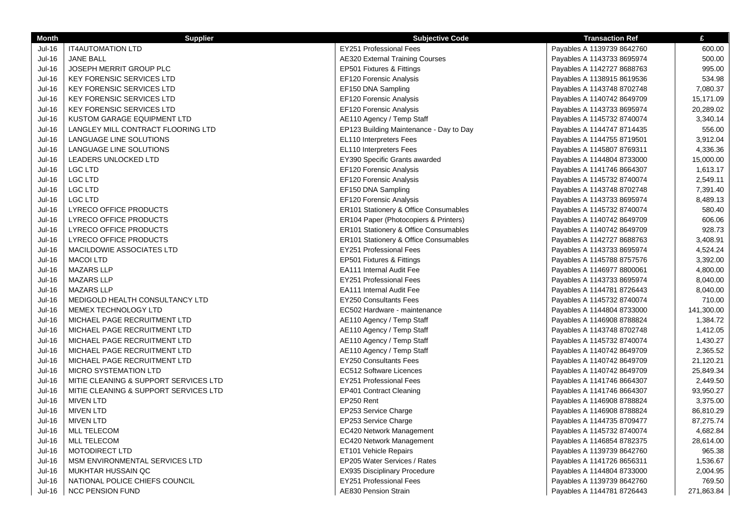| Month | Supplier | Subjective Code | Transaction Ref | £ |
|---|---|---|---|---|
| Jul-16 | IT4AUTOMATION LTD | EY251 Professional Fees | Payables A 1139739 8642760 | 600.00 |
| Jul-16 | JANE BALL | AE320 External Training Courses | Payables A 1143733 8695974 | 500.00 |
| Jul-16 | JOSEPH MERRIT GROUP PLC | EP501 Fixtures & Fittings | Payables A 1142727 8688763 | 995.00 |
| Jul-16 | KEY FORENSIC SERVICES LTD | EF120 Forensic Analysis | Payables A 1138915 8619536 | 534.98 |
| Jul-16 | KEY FORENSIC SERVICES LTD | EF150 DNA Sampling | Payables A 1143748 8702748 | 7,080.37 |
| Jul-16 | KEY FORENSIC SERVICES LTD | EF120 Forensic Analysis | Payables A 1140742 8649709 | 15,171.09 |
| Jul-16 | KEY FORENSIC SERVICES LTD | EF120 Forensic Analysis | Payables A 1143733 8695974 | 20,289.02 |
| Jul-16 | KUSTOM GARAGE EQUIPMENT LTD | AE110 Agency / Temp Staff | Payables A 1145732 8740074 | 3,340.14 |
| Jul-16 | LANGLEY MILL CONTRACT FLOORING LTD | EP123 Building Maintenance - Day to Day | Payables A 1144747 8714435 | 556.00 |
| Jul-16 | LANGUAGE LINE SOLUTIONS | EL110 Interpreters Fees | Payables A 1144755 8719501 | 3,912.04 |
| Jul-16 | LANGUAGE LINE SOLUTIONS | EL110 Interpreters Fees | Payables A 1145807 8769311 | 4,336.36 |
| Jul-16 | LEADERS UNLOCKED LTD | EY390 Specific Grants awarded | Payables A 1144804 8733000 | 15,000.00 |
| Jul-16 | LGC LTD | EF120 Forensic Analysis | Payables A 1141746 8664307 | 1,613.17 |
| Jul-16 | LGC LTD | EF120 Forensic Analysis | Payables A 1145732 8740074 | 2,549.11 |
| Jul-16 | LGC LTD | EF150 DNA Sampling | Payables A 1143748 8702748 | 7,391.40 |
| Jul-16 | LGC LTD | EF120 Forensic Analysis | Payables A 1143733 8695974 | 8,489.13 |
| Jul-16 | LYRECO OFFICE PRODUCTS | ER101 Stationery & Office Consumables | Payables A 1145732 8740074 | 580.40 |
| Jul-16 | LYRECO OFFICE PRODUCTS | ER104 Paper (Photocopiers & Printers) | Payables A 1140742 8649709 | 606.06 |
| Jul-16 | LYRECO OFFICE PRODUCTS | ER101 Stationery & Office Consumables | Payables A 1140742 8649709 | 928.73 |
| Jul-16 | LYRECO OFFICE PRODUCTS | ER101 Stationery & Office Consumables | Payables A 1142727 8688763 | 3,408.91 |
| Jul-16 | MACILDOWIE ASSOCIATES LTD | EY251 Professional Fees | Payables A 1143733 8695974 | 4,524.24 |
| Jul-16 | MACOI LTD | EP501 Fixtures & Fittings | Payables A 1145788 8757576 | 3,392.00 |
| Jul-16 | MAZARS LLP | EA111 Internal Audit Fee | Payables A 1146977 8800061 | 4,800.00 |
| Jul-16 | MAZARS LLP | EY251 Professional Fees | Payables A 1143733 8695974 | 8,040.00 |
| Jul-16 | MAZARS LLP | EA111 Internal Audit Fee | Payables A 1144781 8726443 | 8,040.00 |
| Jul-16 | MEDIGOLD HEALTH CONSULTANCY LTD | EY250 Consultants Fees | Payables A 1145732 8740074 | 710.00 |
| Jul-16 | MEMEX TECHNOLOGY LTD | EC502 Hardware - maintenance | Payables A 1144804 8733000 | 141,300.00 |
| Jul-16 | MICHAEL PAGE RECRUITMENT LTD | AE110 Agency / Temp Staff | Payables A 1146908 8788824 | 1,384.72 |
| Jul-16 | MICHAEL PAGE RECRUITMENT LTD | AE110 Agency / Temp Staff | Payables A 1143748 8702748 | 1,412.05 |
| Jul-16 | MICHAEL PAGE RECRUITMENT LTD | AE110 Agency / Temp Staff | Payables A 1145732 8740074 | 1,430.27 |
| Jul-16 | MICHAEL PAGE RECRUITMENT LTD | AE110 Agency / Temp Staff | Payables A 1140742 8649709 | 2,365.52 |
| Jul-16 | MICHAEL PAGE RECRUITMENT LTD | EY250 Consultants Fees | Payables A 1140742 8649709 | 21,120.21 |
| Jul-16 | MICRO SYSTEMATION LTD | EC512 Software Licences | Payables A 1140742 8649709 | 25,849.34 |
| Jul-16 | MITIE CLEANING & SUPPORT SERVICES LTD | EY251 Professional Fees | Payables A 1141746 8664307 | 2,449.50 |
| Jul-16 | MITIE CLEANING & SUPPORT SERVICES LTD | EP401 Contract Cleaning | Payables A 1141746 8664307 | 93,950.27 |
| Jul-16 | MIVEN LTD | EP250 Rent | Payables A 1146908 8788824 | 3,375.00 |
| Jul-16 | MIVEN LTD | EP253 Service Charge | Payables A 1146908 8788824 | 86,810.29 |
| Jul-16 | MIVEN LTD | EP253 Service Charge | Payables A 1144735 8709477 | 87,275.74 |
| Jul-16 | MLL TELECOM | EC420 Network Management | Payables A 1145732 8740074 | 4,682.84 |
| Jul-16 | MLL TELECOM | EC420 Network Management | Payables A 1146854 8782375 | 28,614.00 |
| Jul-16 | MOTODIRECT LTD | ET101 Vehicle Repairs | Payables A 1139739 8642760 | 965.38 |
| Jul-16 | MSM ENVIRONMENTAL SERVICES LTD | EP205 Water Services / Rates | Payables A 1141726 8656311 | 1,536.67 |
| Jul-16 | MUKHTAR HUSSAIN QC | EX935 Disciplinary Procedure | Payables A 1144804 8733000 | 2,004.95 |
| Jul-16 | NATIONAL POLICE CHIEFS COUNCIL | EY251 Professional Fees | Payables A 1139739 8642760 | 769.50 |
| Jul-16 | NCC PENSION FUND | AE830 Pension Strain | Payables A 1144781 8726443 | 271,863.84 |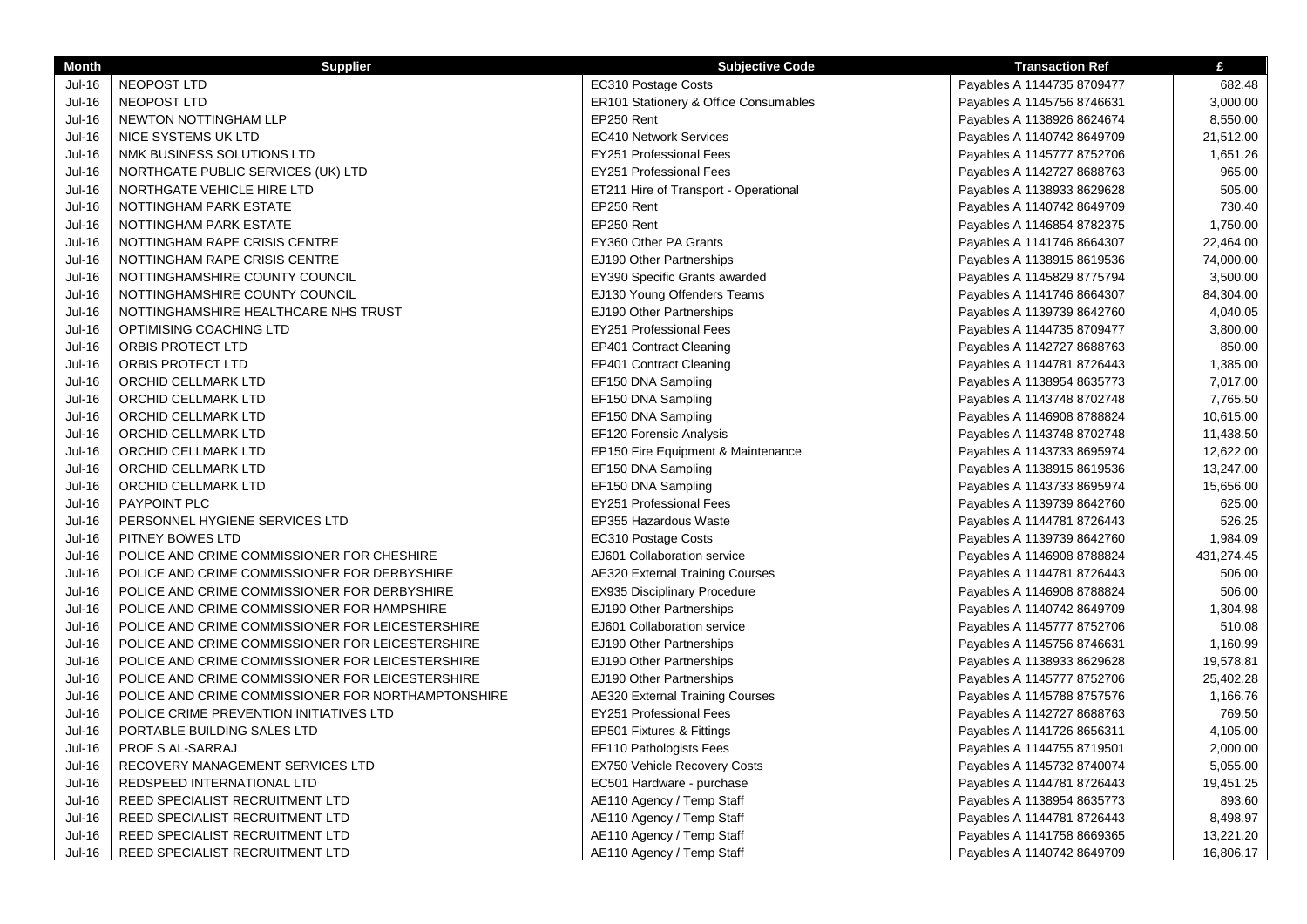| Month | Supplier | Subjective Code | Transaction Ref | £ |
|---|---|---|---|---|
| Jul-16 | NEOPOST LTD | EC310 Postage Costs | Payables A 1144735 8709477 | 682.48 |
| Jul-16 | NEOPOST LTD | ER101 Stationery & Office Consumables | Payables A 1145756 8746631 | 3,000.00 |
| Jul-16 | NEWTON NOTTINGHAM LLP | EP250 Rent | Payables A 1138926 8624674 | 8,550.00 |
| Jul-16 | NICE SYSTEMS UK LTD | EC410 Network Services | Payables A 1140742 8649709 | 21,512.00 |
| Jul-16 | NMK BUSINESS SOLUTIONS LTD | EY251 Professional Fees | Payables A 1145777 8752706 | 1,651.26 |
| Jul-16 | NORTHGATE PUBLIC SERVICES (UK) LTD | EY251 Professional Fees | Payables A 1142727 8688763 | 965.00 |
| Jul-16 | NORTHGATE VEHICLE HIRE LTD | ET211 Hire of Transport - Operational | Payables A 1138933 8629628 | 505.00 |
| Jul-16 | NOTTINGHAM PARK ESTATE | EP250 Rent | Payables A 1140742 8649709 | 730.40 |
| Jul-16 | NOTTINGHAM PARK ESTATE | EP250 Rent | Payables A 1146854 8782375 | 1,750.00 |
| Jul-16 | NOTTINGHAM RAPE CRISIS CENTRE | EY360 Other PA Grants | Payables A 1141746 8664307 | 22,464.00 |
| Jul-16 | NOTTINGHAM RAPE CRISIS CENTRE | EJ190 Other Partnerships | Payables A 1138915 8619536 | 74,000.00 |
| Jul-16 | NOTTINGHAMSHIRE COUNTY COUNCIL | EY390 Specific Grants awarded | Payables A 1145829 8775794 | 3,500.00 |
| Jul-16 | NOTTINGHAMSHIRE COUNTY COUNCIL | EJ130 Young Offenders Teams | Payables A 1141746 8664307 | 84,304.00 |
| Jul-16 | NOTTINGHAMSHIRE HEALTHCARE NHS TRUST | EJ190 Other Partnerships | Payables A 1139739 8642760 | 4,040.05 |
| Jul-16 | OPTIMISING COACHING LTD | EY251 Professional Fees | Payables A 1144735 8709477 | 3,800.00 |
| Jul-16 | ORBIS PROTECT LTD | EP401 Contract Cleaning | Payables A 1142727 8688763 | 850.00 |
| Jul-16 | ORBIS PROTECT LTD | EP401 Contract Cleaning | Payables A 1144781 8726443 | 1,385.00 |
| Jul-16 | ORCHID CELLMARK LTD | EF150 DNA Sampling | Payables A 1138954 8635773 | 7,017.00 |
| Jul-16 | ORCHID CELLMARK LTD | EF150 DNA Sampling | Payables A 1143748 8702748 | 7,765.50 |
| Jul-16 | ORCHID CELLMARK LTD | EF150 DNA Sampling | Payables A 1146908 8788824 | 10,615.00 |
| Jul-16 | ORCHID CELLMARK LTD | EF120 Forensic Analysis | Payables A 1143748 8702748 | 11,438.50 |
| Jul-16 | ORCHID CELLMARK LTD | EP150 Fire Equipment & Maintenance | Payables A 1143733 8695974 | 12,622.00 |
| Jul-16 | ORCHID CELLMARK LTD | EF150 DNA Sampling | Payables A 1138915 8619536 | 13,247.00 |
| Jul-16 | ORCHID CELLMARK LTD | EF150 DNA Sampling | Payables A 1143733 8695974 | 15,656.00 |
| Jul-16 | PAYPOINT PLC | EY251 Professional Fees | Payables A 1139739 8642760 | 625.00 |
| Jul-16 | PERSONNEL HYGIENE SERVICES LTD | EP355 Hazardous Waste | Payables A 1144781 8726443 | 526.25 |
| Jul-16 | PITNEY BOWES LTD | EC310 Postage Costs | Payables A 1139739 8642760 | 1,984.09 |
| Jul-16 | POLICE AND CRIME COMMISSIONER FOR CHESHIRE | EJ601 Collaboration service | Payables A 1146908 8788824 | 431,274.45 |
| Jul-16 | POLICE AND CRIME COMMISSIONER FOR DERBYSHIRE | AE320 External Training Courses | Payables A 1144781 8726443 | 506.00 |
| Jul-16 | POLICE AND CRIME COMMISSIONER FOR DERBYSHIRE | EX935 Disciplinary Procedure | Payables A 1146908 8788824 | 506.00 |
| Jul-16 | POLICE AND CRIME COMMISSIONER FOR HAMPSHIRE | EJ190 Other Partnerships | Payables A 1140742 8649709 | 1,304.98 |
| Jul-16 | POLICE AND CRIME COMMISSIONER FOR LEICESTERSHIRE | EJ601 Collaboration service | Payables A 1145777 8752706 | 510.08 |
| Jul-16 | POLICE AND CRIME COMMISSIONER FOR LEICESTERSHIRE | EJ190 Other Partnerships | Payables A 1145756 8746631 | 1,160.99 |
| Jul-16 | POLICE AND CRIME COMMISSIONER FOR LEICESTERSHIRE | EJ190 Other Partnerships | Payables A 1138933 8629628 | 19,578.81 |
| Jul-16 | POLICE AND CRIME COMMISSIONER FOR LEICESTERSHIRE | EJ190 Other Partnerships | Payables A 1145777 8752706 | 25,402.28 |
| Jul-16 | POLICE AND CRIME COMMISSIONER FOR NORTHAMPTONSHIRE | AE320 External Training Courses | Payables A 1145788 8757576 | 1,166.76 |
| Jul-16 | POLICE CRIME PREVENTION INITIATIVES LTD | EY251 Professional Fees | Payables A 1142727 8688763 | 769.50 |
| Jul-16 | PORTABLE BUILDING SALES LTD | EP501 Fixtures & Fittings | Payables A 1141726 8656311 | 4,105.00 |
| Jul-16 | PROF S AL-SARRAJ | EF110 Pathologists Fees | Payables A 1144755 8719501 | 2,000.00 |
| Jul-16 | RECOVERY MANAGEMENT SERVICES LTD | EX750 Vehicle Recovery Costs | Payables A 1145732 8740074 | 5,055.00 |
| Jul-16 | REDSPEED INTERNATIONAL LTD | EC501 Hardware - purchase | Payables A 1144781 8726443 | 19,451.25 |
| Jul-16 | REED SPECIALIST RECRUITMENT LTD | AE110 Agency / Temp Staff | Payables A 1138954 8635773 | 893.60 |
| Jul-16 | REED SPECIALIST RECRUITMENT LTD | AE110 Agency / Temp Staff | Payables A 1144781 8726443 | 8,498.97 |
| Jul-16 | REED SPECIALIST RECRUITMENT LTD | AE110 Agency / Temp Staff | Payables A 1141758 8669365 | 13,221.20 |
| Jul-16 | REED SPECIALIST RECRUITMENT LTD | AE110 Agency / Temp Staff | Payables A 1140742 8649709 | 16,806.17 |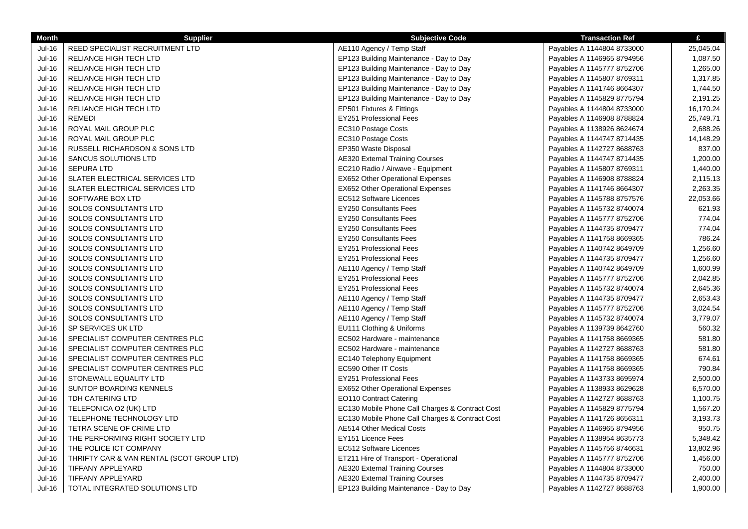| Month | Supplier | Subjective Code | Transaction Ref | £ |
| --- | --- | --- | --- | --- |
| Jul-16 | REED SPECIALIST RECRUITMENT LTD | AE110 Agency / Temp Staff | Payables A 1144804 8733000 | 25,045.04 |
| Jul-16 | RELIANCE HIGH TECH LTD | EP123 Building Maintenance - Day to Day | Payables A 1146965 8794956 | 1,087.50 |
| Jul-16 | RELIANCE HIGH TECH LTD | EP123 Building Maintenance - Day to Day | Payables A 1145777 8752706 | 1,265.00 |
| Jul-16 | RELIANCE HIGH TECH LTD | EP123 Building Maintenance - Day to Day | Payables A 1145807 8769311 | 1,317.85 |
| Jul-16 | RELIANCE HIGH TECH LTD | EP123 Building Maintenance - Day to Day | Payables A 1141746 8664307 | 1,744.50 |
| Jul-16 | RELIANCE HIGH TECH LTD | EP123 Building Maintenance - Day to Day | Payables A 1145829 8775794 | 2,191.25 |
| Jul-16 | RELIANCE HIGH TECH LTD | EP501 Fixtures & Fittings | Payables A 1144804 8733000 | 16,170.24 |
| Jul-16 | REMEDI | EY251 Professional Fees | Payables A 1146908 8788824 | 25,749.71 |
| Jul-16 | ROYAL MAIL GROUP PLC | EC310 Postage Costs | Payables A 1138926 8624674 | 2,688.26 |
| Jul-16 | ROYAL MAIL GROUP PLC | EC310 Postage Costs | Payables A 1144747 8714435 | 14,148.29 |
| Jul-16 | RUSSELL RICHARDSON & SONS LTD | EP350 Waste Disposal | Payables A 1142727 8688763 | 837.00 |
| Jul-16 | SANCUS SOLUTIONS LTD | AE320 External Training Courses | Payables A 1144747 8714435 | 1,200.00 |
| Jul-16 | SEPURA LTD | EC210 Radio / Airwave - Equipment | Payables A 1145807 8769311 | 1,440.00 |
| Jul-16 | SLATER ELECTRICAL SERVICES LTD | EX652 Other Operational Expenses | Payables A 1146908 8788824 | 2,115.13 |
| Jul-16 | SLATER ELECTRICAL SERVICES LTD | EX652 Other Operational Expenses | Payables A 1141746 8664307 | 2,263.35 |
| Jul-16 | SOFTWARE BOX LTD | EC512 Software Licences | Payables A 1145788 8757576 | 22,053.66 |
| Jul-16 | SOLOS CONSULTANTS LTD | EY250 Consultants Fees | Payables A 1145732 8740074 | 621.93 |
| Jul-16 | SOLOS CONSULTANTS LTD | EY250 Consultants Fees | Payables A 1145777 8752706 | 774.04 |
| Jul-16 | SOLOS CONSULTANTS LTD | EY250 Consultants Fees | Payables A 1144735 8709477 | 774.04 |
| Jul-16 | SOLOS CONSULTANTS LTD | EY250 Consultants Fees | Payables A 1141758 8669365 | 786.24 |
| Jul-16 | SOLOS CONSULTANTS LTD | EY251 Professional Fees | Payables A 1140742 8649709 | 1,256.60 |
| Jul-16 | SOLOS CONSULTANTS LTD | EY251 Professional Fees | Payables A 1144735 8709477 | 1,256.60 |
| Jul-16 | SOLOS CONSULTANTS LTD | AE110 Agency / Temp Staff | Payables A 1140742 8649709 | 1,600.99 |
| Jul-16 | SOLOS CONSULTANTS LTD | EY251 Professional Fees | Payables A 1145777 8752706 | 2,042.85 |
| Jul-16 | SOLOS CONSULTANTS LTD | EY251 Professional Fees | Payables A 1145732 8740074 | 2,645.36 |
| Jul-16 | SOLOS CONSULTANTS LTD | AE110 Agency / Temp Staff | Payables A 1144735 8709477 | 2,653.43 |
| Jul-16 | SOLOS CONSULTANTS LTD | AE110 Agency / Temp Staff | Payables A 1145777 8752706 | 3,024.54 |
| Jul-16 | SOLOS CONSULTANTS LTD | AE110 Agency / Temp Staff | Payables A 1145732 8740074 | 3,779.07 |
| Jul-16 | SP SERVICES UK LTD | EU111 Clothing & Uniforms | Payables A 1139739 8642760 | 560.32 |
| Jul-16 | SPECIALIST COMPUTER CENTRES PLC | EC502 Hardware - maintenance | Payables A 1141758 8669365 | 581.80 |
| Jul-16 | SPECIALIST COMPUTER CENTRES PLC | EC502 Hardware - maintenance | Payables A 1142727 8688763 | 581.80 |
| Jul-16 | SPECIALIST COMPUTER CENTRES PLC | EC140 Telephony Equipment | Payables A 1141758 8669365 | 674.61 |
| Jul-16 | SPECIALIST COMPUTER CENTRES PLC | EC590 Other IT Costs | Payables A 1141758 8669365 | 790.84 |
| Jul-16 | STONEWALL EQUALITY LTD | EY251 Professional Fees | Payables A 1143733 8695974 | 2,500.00 |
| Jul-16 | SUNTOP BOARDING KENNELS | EX652 Other Operational Expenses | Payables A 1138933 8629628 | 6,570.00 |
| Jul-16 | TDH CATERING LTD | EO110 Contract Catering | Payables A 1142727 8688763 | 1,100.75 |
| Jul-16 | TELEFONICA O2 (UK) LTD | EC130 Mobile Phone Call Charges & Contract Cost | Payables A 1145829 8775794 | 1,567.20 |
| Jul-16 | TELEPHONE TECHNOLOGY LTD | EC130 Mobile Phone Call Charges & Contract Cost | Payables A 1141726 8656311 | 3,193.73 |
| Jul-16 | TETRA SCENE OF CRIME LTD | AE514 Other Medical Costs | Payables A 1146965 8794956 | 950.75 |
| Jul-16 | THE PERFORMING RIGHT SOCIETY LTD | EY151 Licence Fees | Payables A 1138954 8635773 | 5,348.42 |
| Jul-16 | THE POLICE ICT COMPANY | EC512 Software Licences | Payables A 1145756 8746631 | 13,802.96 |
| Jul-16 | THRIFTY CAR & VAN RENTAL (SCOT GROUP LTD) | ET211 Hire of Transport - Operational | Payables A 1145777 8752706 | 1,456.00 |
| Jul-16 | TIFFANY APPLEYARD | AE320 External Training Courses | Payables A 1144804 8733000 | 750.00 |
| Jul-16 | TIFFANY APPLEYARD | AE320 External Training Courses | Payables A 1144735 8709477 | 2,400.00 |
| Jul-16 | TOTAL INTEGRATED SOLUTIONS LTD | EP123 Building Maintenance - Day to Day | Payables A 1142727 8688763 | 1,900.00 |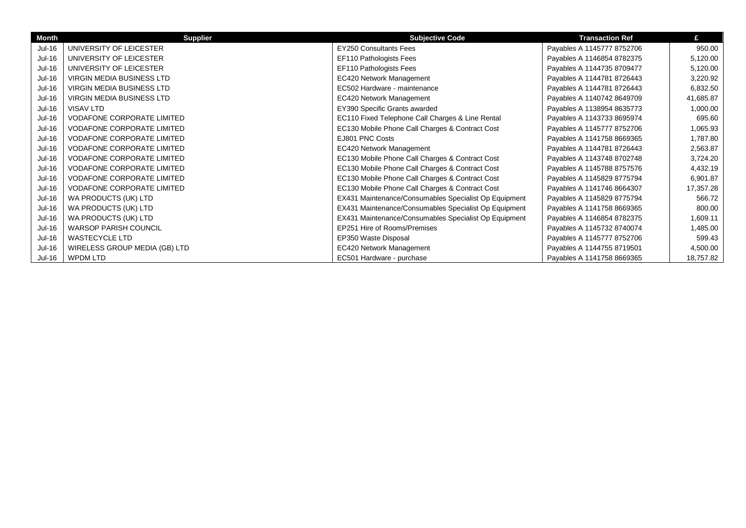| Month | Supplier | Subjective Code | Transaction Ref | £ |
|---|---|---|---|---|
| Jul-16 | UNIVERSITY OF LEICESTER | EY250 Consultants Fees | Payables A 1145777 8752706 | 950.00 |
| Jul-16 | UNIVERSITY OF LEICESTER | EF110 Pathologists Fees | Payables A 1146854 8782375 | 5,120.00 |
| Jul-16 | UNIVERSITY OF LEICESTER | EF110 Pathologists Fees | Payables A 1144735 8709477 | 5,120.00 |
| Jul-16 | VIRGIN MEDIA BUSINESS LTD | EC420 Network Management | Payables A 1144781 8726443 | 3,220.92 |
| Jul-16 | VIRGIN MEDIA BUSINESS LTD | EC502 Hardware - maintenance | Payables A 1144781 8726443 | 6,832.50 |
| Jul-16 | VIRGIN MEDIA BUSINESS LTD | EC420 Network Management | Payables A 1140742 8649709 | 41,685.87 |
| Jul-16 | VISAV LTD | EY390 Specific Grants awarded | Payables A 1138954 8635773 | 1,000.00 |
| Jul-16 | VODAFONE CORPORATE LIMITED | EC110 Fixed Telephone Call Charges & Line Rental | Payables A 1143733 8695974 | 695.60 |
| Jul-16 | VODAFONE CORPORATE LIMITED | EC130 Mobile Phone Call Charges & Contract Cost | Payables A 1145777 8752706 | 1,065.93 |
| Jul-16 | VODAFONE CORPORATE LIMITED | EJ801 PNC Costs | Payables A 1141758 8669365 | 1,787.80 |
| Jul-16 | VODAFONE CORPORATE LIMITED | EC420 Network Management | Payables A 1144781 8726443 | 2,563.87 |
| Jul-16 | VODAFONE CORPORATE LIMITED | EC130 Mobile Phone Call Charges & Contract Cost | Payables A 1143748 8702748 | 3,724.20 |
| Jul-16 | VODAFONE CORPORATE LIMITED | EC130 Mobile Phone Call Charges & Contract Cost | Payables A 1145788 8757576 | 4,432.19 |
| Jul-16 | VODAFONE CORPORATE LIMITED | EC130 Mobile Phone Call Charges & Contract Cost | Payables A 1145829 8775794 | 6,901.87 |
| Jul-16 | VODAFONE CORPORATE LIMITED | EC130 Mobile Phone Call Charges & Contract Cost | Payables A 1141746 8664307 | 17,357.28 |
| Jul-16 | WA PRODUCTS (UK) LTD | EX431 Maintenance/Consumables Specialist Op Equipment | Payables A 1145829 8775794 | 566.72 |
| Jul-16 | WA PRODUCTS (UK) LTD | EX431 Maintenance/Consumables Specialist Op Equipment | Payables A 1141758 8669365 | 800.00 |
| Jul-16 | WA PRODUCTS (UK) LTD | EX431 Maintenance/Consumables Specialist Op Equipment | Payables A 1146854 8782375 | 1,609.11 |
| Jul-16 | WARSOP PARISH COUNCIL | EP251 Hire of Rooms/Premises | Payables A 1145732 8740074 | 1,485.00 |
| Jul-16 | WASTECYCLE LTD | EP350 Waste Disposal | Payables A 1145777 8752706 | 599.43 |
| Jul-16 | WIRELESS GROUP MEDIA (GB) LTD | EC420 Network Management | Payables A 1144755 8719501 | 4,500.00 |
| Jul-16 | WPDM LTD | EC501 Hardware - purchase | Payables A 1141758 8669365 | 18,757.82 |